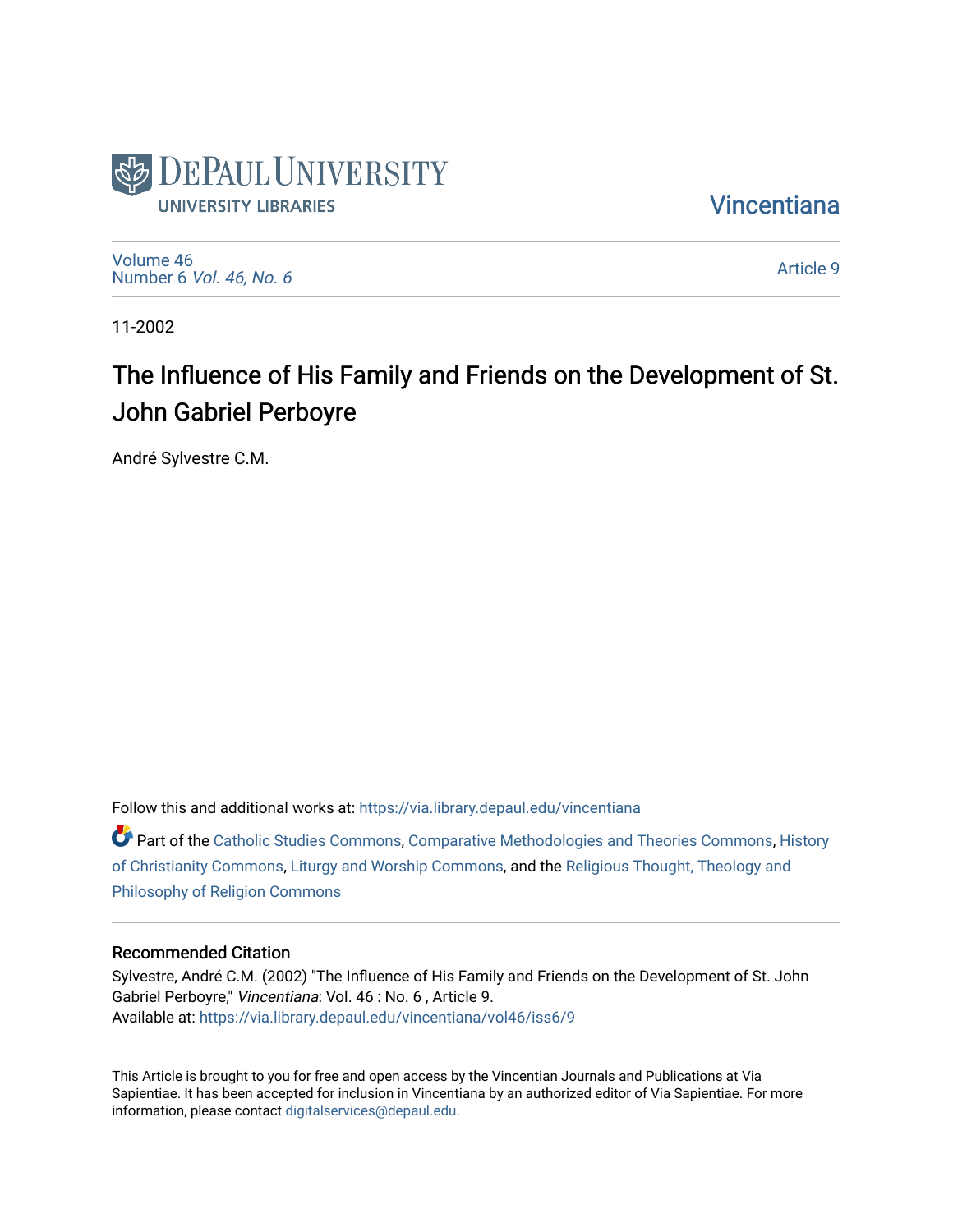DePaul University
UNIVERSITY LIBRARIES

Vincentiana

Volume 46
Number 6 *Vol. 46, No. 6*

Article 9

11-2002

# The Influence of His Family and Friends on the Development of St. John Gabriel Perboyre

André Sylvestre C.M.

Follow this and additional works at: https://via.library.depaul.edu/vincentiana

Part of the Catholic Studies Commons, Comparative Methodologies and Theories Commons, History of Christianity Commons, Liturgy and Worship Commons, and the Religious Thought, Theology and Philosophy of Religion Commons

## Recommended Citation

Sylvestre, André C.M. (2002) "The Influence of His Family and Friends on the Development of St. John Gabriel Perboyre," *Vincentiana*: Vol. 46 : No. 6 , Article 9.
Available at: https://via.library.depaul.edu/vincentiana/vol46/iss6/9

This Article is brought to you for free and open access by the Vincentian Journals and Publications at Via Sapientiae. It has been accepted for inclusion in Vincentiana by an authorized editor of Via Sapientiae. For more information, please contact digitalservices@depaul.edu.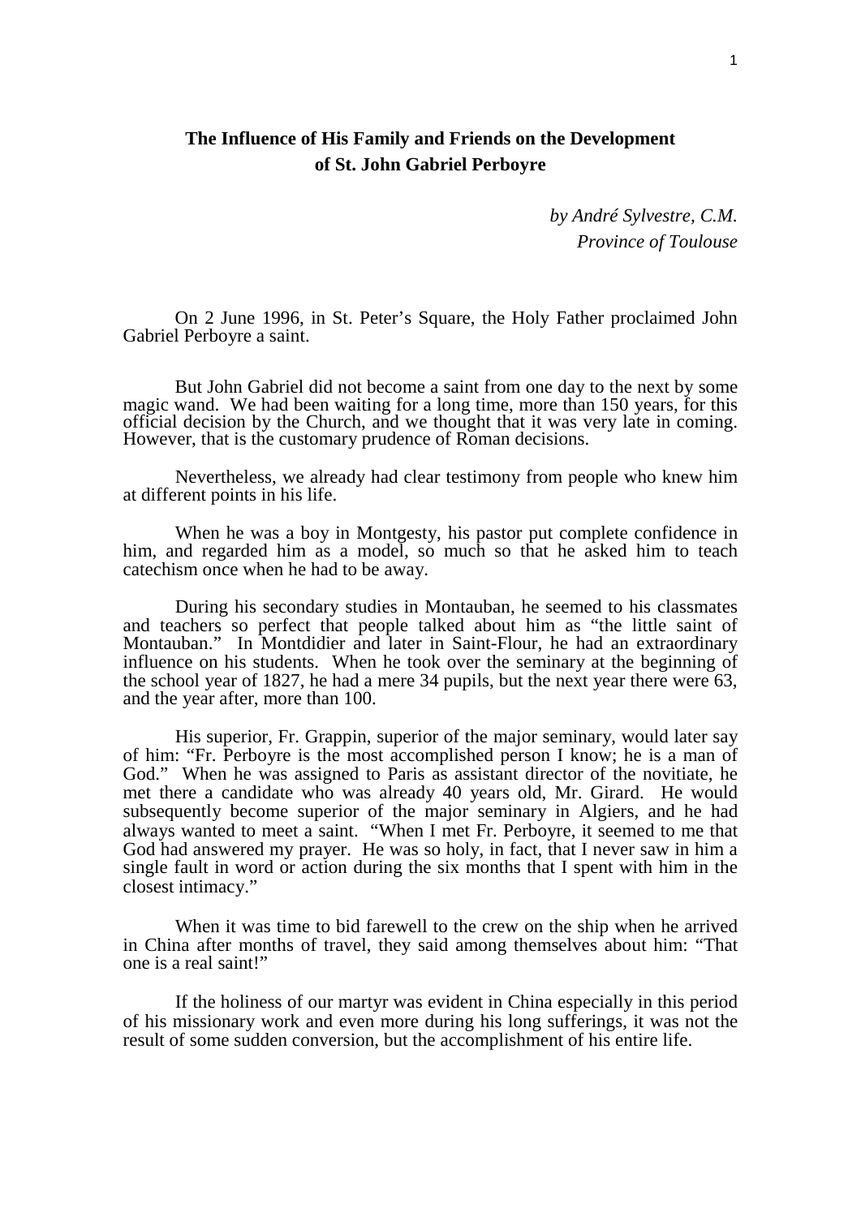**The Influence of His Family and Friends on the Development of St. John Gabriel Perboyre**

*by André Sylvestre, C.M.*
*Province of Toulouse*

On 2 June 1996, in St. Peter's Square, the Holy Father proclaimed John Gabriel Perboyre a saint.

But John Gabriel did not become a saint from one day to the next by some magic wand. We had been waiting for a long time, more than 150 years, for this official decision by the Church, and we thought that it was very late in coming. However, that is the customary prudence of Roman decisions.

Nevertheless, we already had clear testimony from people who knew him at different points in his life.

When he was a boy in Montgesty, his pastor put complete confidence in him, and regarded him as a model, so much so that he asked him to teach catechism once when he had to be away.

During his secondary studies in Montauban, he seemed to his classmates and teachers so perfect that people talked about him as "the little saint of Montauban." In Montdidier and later in Saint-Flour, he had an extraordinary influence on his students. When he took over the seminary at the beginning of the school year of 1827, he had a mere 34 pupils, but the next year there were 63, and the year after, more than 100.

His superior, Fr. Grappin, superior of the major seminary, would later say of him: "Fr. Perboyre is the most accomplished person I know; he is a man of God." When he was assigned to Paris as assistant director of the novitiate, he met there a candidate who was already 40 years old, Mr. Girard. He would subsequently become superior of the major seminary in Algiers, and he had always wanted to meet a saint. "When I met Fr. Perboyre, it seemed to me that God had answered my prayer. He was so holy, in fact, that I never saw in him a single fault in word or action during the six months that I spent with him in the closest intimacy."

When it was time to bid farewell to the crew on the ship when he arrived in China after months of travel, they said among themselves about him: "That one is a real saint!"

If the holiness of our martyr was evident in China especially in this period of his missionary work and even more during his long sufferings, it was not the result of some sudden conversion, but the accomplishment of his entire life.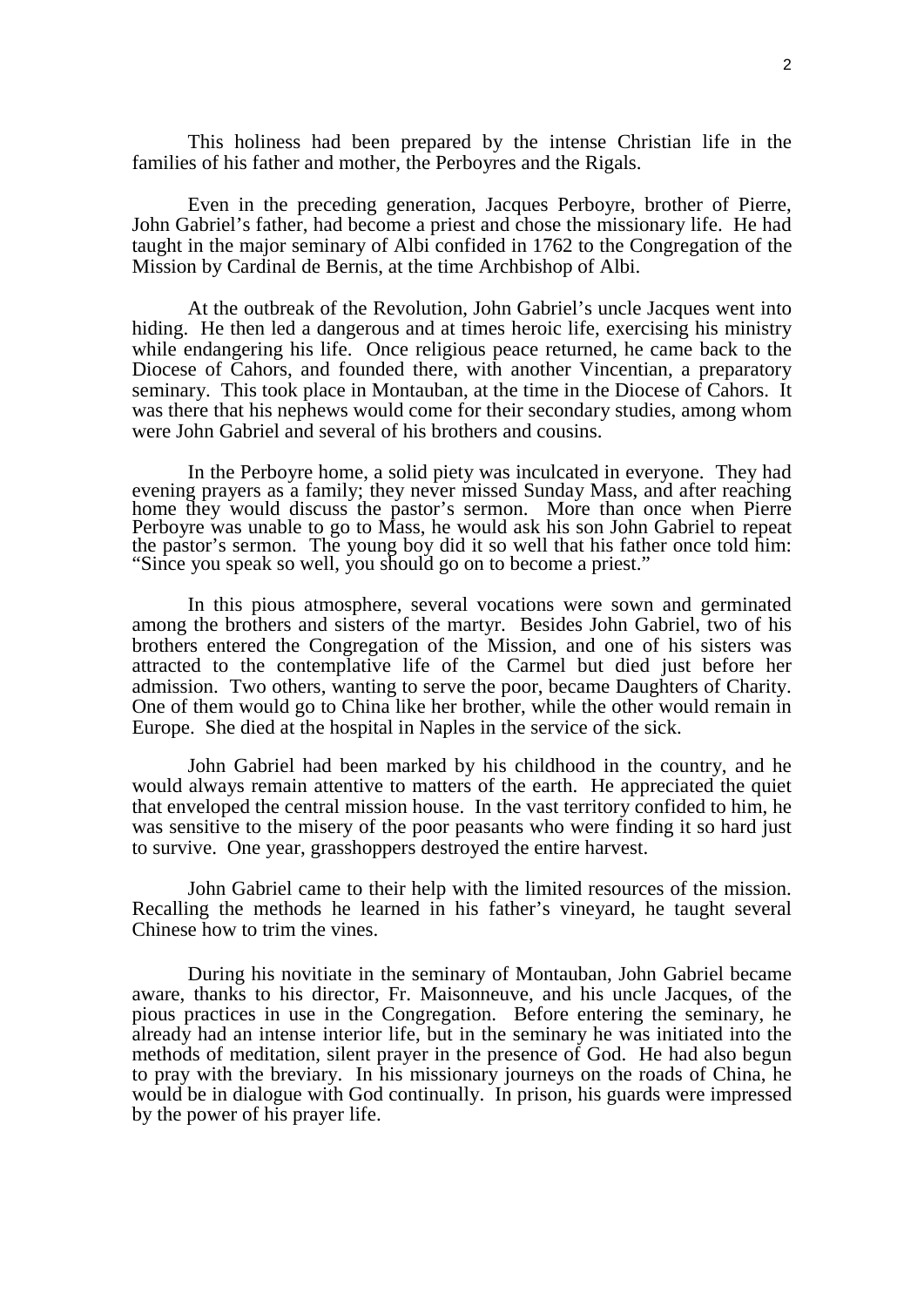This holiness had been prepared by the intense Christian life in the families of his father and mother, the Perboyres and the Rigals.

Even in the preceding generation, Jacques Perboyre, brother of Pierre, John Gabriel's father, had become a priest and chose the missionary life. He had taught in the major seminary of Albi confided in 1762 to the Congregation of the Mission by Cardinal de Bernis, at the time Archbishop of Albi.

At the outbreak of the Revolution, John Gabriel's uncle Jacques went into hiding. He then led a dangerous and at times heroic life, exercising his ministry while endangering his life. Once religious peace returned, he came back to the Diocese of Cahors, and founded there, with another Vincentian, a preparatory seminary. This took place in Montauban, at the time in the Diocese of Cahors. It was there that his nephews would come for their secondary studies, among whom were John Gabriel and several of his brothers and cousins.

In the Perboyre home, a solid piety was inculcated in everyone. They had evening prayers as a family; they never missed Sunday Mass, and after reaching home they would discuss the pastor's sermon. More than once when Pierre Perboyre was unable to go to Mass, he would ask his son John Gabriel to repeat the pastor's sermon. The young boy did it so well that his father once told him: "Since you speak so well, you should go on to become a priest."

In this pious atmosphere, several vocations were sown and germinated among the brothers and sisters of the martyr. Besides John Gabriel, two of his brothers entered the Congregation of the Mission, and one of his sisters was attracted to the contemplative life of the Carmel but died just before her admission. Two others, wanting to serve the poor, became Daughters of Charity. One of them would go to China like her brother, while the other would remain in Europe. She died at the hospital in Naples in the service of the sick.

John Gabriel had been marked by his childhood in the country, and he would always remain attentive to matters of the earth. He appreciated the quiet that enveloped the central mission house. In the vast territory confided to him, he was sensitive to the misery of the poor peasants who were finding it so hard just to survive. One year, grasshoppers destroyed the entire harvest.

John Gabriel came to their help with the limited resources of the mission. Recalling the methods he learned in his father's vineyard, he taught several Chinese how to trim the vines.

During his novitiate in the seminary of Montauban, John Gabriel became aware, thanks to his director, Fr. Maisonneuve, and his uncle Jacques, of the pious practices in use in the Congregation. Before entering the seminary, he already had an intense interior life, but in the seminary he was initiated into the methods of meditation, silent prayer in the presence of God. He had also begun to pray with the breviary. In his missionary journeys on the roads of China, he would be in dialogue with God continually. In prison, his guards were impressed by the power of his prayer life.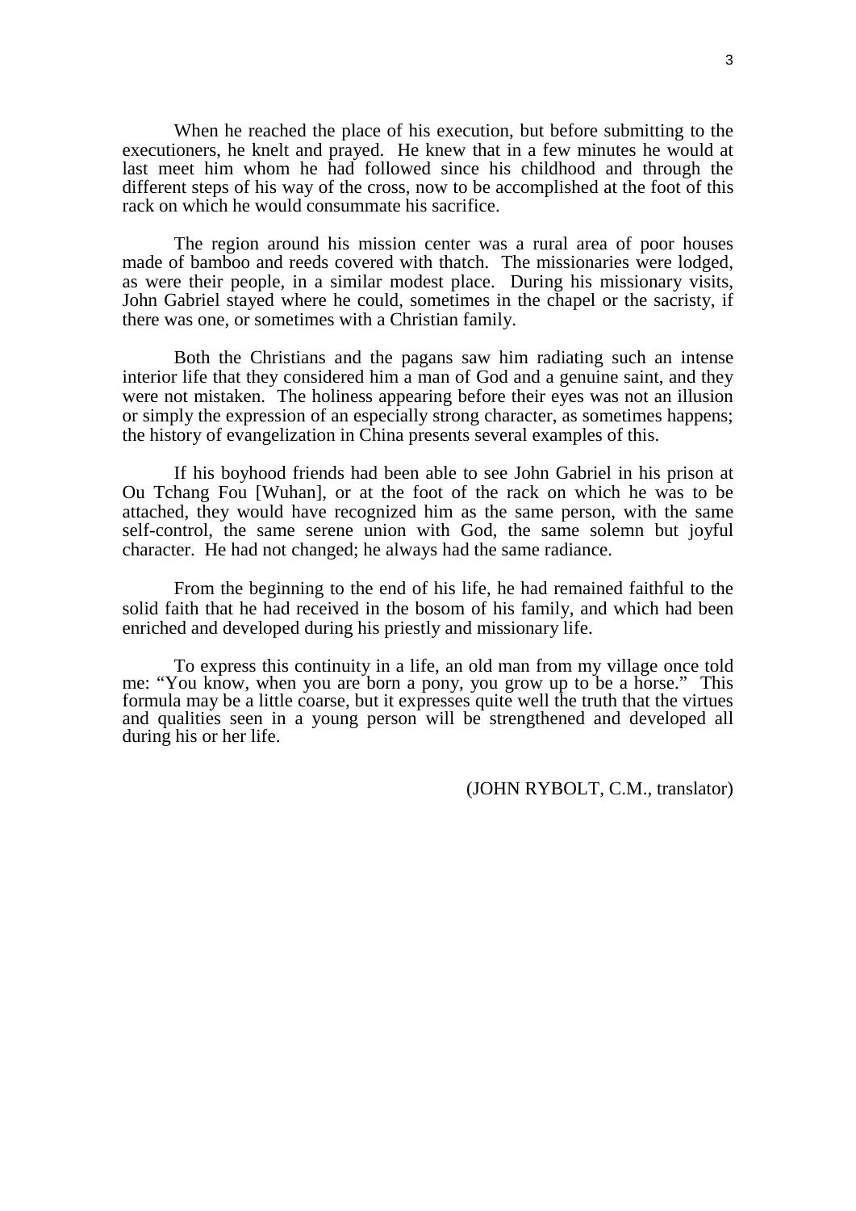When he reached the place of his execution, but before submitting to the executioners, he knelt and prayed. He knew that in a few minutes he would at last meet him whom he had followed since his childhood and through the different steps of his way of the cross, now to be accomplished at the foot of this rack on which he would consummate his sacrifice.

The region around his mission center was a rural area of poor houses made of bamboo and reeds covered with thatch. The missionaries were lodged, as were their people, in a similar modest place. During his missionary visits, John Gabriel stayed where he could, sometimes in the chapel or the sacristy, if there was one, or sometimes with a Christian family.

Both the Christians and the pagans saw him radiating such an intense interior life that they considered him a man of God and a genuine saint, and they were not mistaken. The holiness appearing before their eyes was not an illusion or simply the expression of an especially strong character, as sometimes happens; the history of evangelization in China presents several examples of this.

If his boyhood friends had been able to see John Gabriel in his prison at Ou Tchang Fou [Wuhan], or at the foot of the rack on which he was to be attached, they would have recognized him as the same person, with the same self-control, the same serene union with God, the same solemn but joyful character. He had not changed; he always had the same radiance.

From the beginning to the end of his life, he had remained faithful to the solid faith that he had received in the bosom of his family, and which had been enriched and developed during his priestly and missionary life.

To express this continuity in a life, an old man from my village once told me: "You know, when you are born a pony, you grow up to be a horse." This formula may be a little coarse, but it expresses quite well the truth that the virtues and qualities seen in a young person will be strengthened and developed all during his or her life.

(JOHN RYBOLT, C.M., translator)